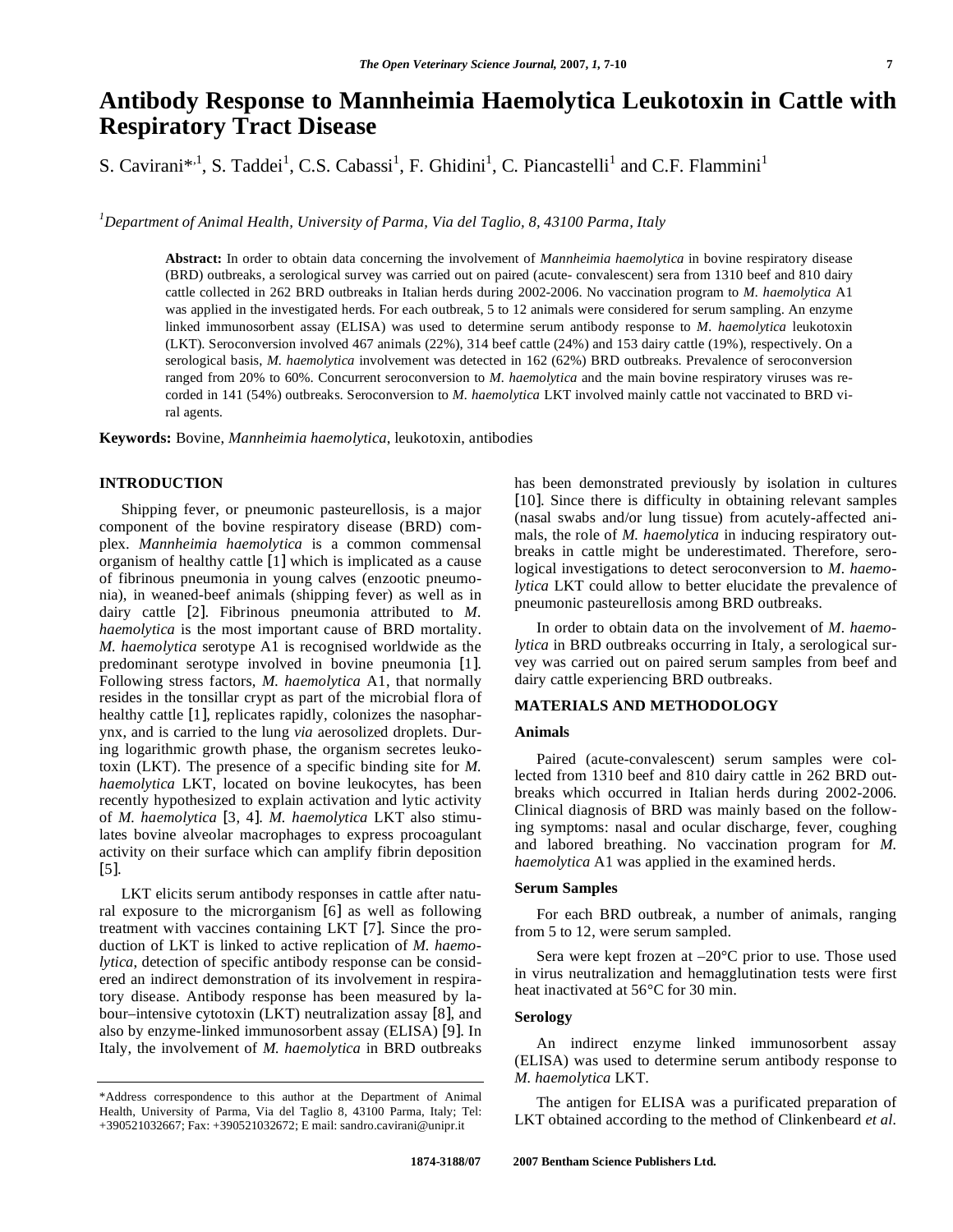# Antibody Response to Mannheimia Haemolytica Leukotoxin in Cattle with Respiratory Tract Disease

S. Cavirani*[,1], S. Taddei[1], C.S. Cabassi[1], F. Ghidini[1], C. Piancastelli[1] and C.F. Flammini[1]

[1]Department of Animal Health, University of Parma, Via del Taglio, 8, 43100 Parma, Italy

**Abstract:** In order to obtain data concerning the involvement of *Mannheimia haemolytica* in bovine respiratory disease (BRD) outbreaks, a serological survey was carried out on paired (acute- convalescent) sera from 1310 beef and 810 dairy cattle collected in 262 BRD outbreaks in Italian herds during 2002-2006. No vaccination program to *M. haemolytica* A1 was applied in the investigated herds. For each outbreak, 5 to 12 animals were considered for serum sampling. An enzyme linked immunosorbent assay (ELISA) was used to determine serum antibody response to *M. haemolytica* leukotoxin (LKT). Seroconversion involved 467 animals (22%), 314 beef cattle (24%) and 153 dairy cattle (19%), respectively. On a serological basis, *M. haemolytica* involvement was detected in 162 (62%) BRD outbreaks. Prevalence of seroconversion ranged from 20% to 60%. Concurrent seroconversion to *M. haemolytica* and the main bovine respiratory viruses was recorded in 141 (54%) outbreaks. Seroconversion to *M. haemolytica* LKT involved mainly cattle not vaccinated to BRD viral agents.

**Keywords:** Bovine, *Mannheimia haemolytica*, leukotoxin, antibodies

## INTRODUCTION

Shipping fever, or pneumonic pasteurellosis, is a major component of the bovine respiratory disease (BRD) complex. *Mannheimia haemolytica* is a common commensal organism of healthy cattle [1] which is implicated as a cause of fibrinous pneumonia in young calves (enzootic pneumonia), in weaned-beef animals (shipping fever) as well as in dairy cattle [2]. Fibrinous pneumonia attributed to *M. haemolytica* is the most important cause of BRD mortality. *M. haemolytica* serotype A1 is recognised worldwide as the predominant serotype involved in bovine pneumonia [1]. Following stress factors, *M. haemolytica* A1, that normally resides in the tonsillar crypt as part of the microbial flora of healthy cattle [1], replicates rapidly, colonizes the nasopharynx, and is carried to the lung *via* aerosolized droplets. During logarithmic growth phase, the organism secretes leukotoxin (LKT). The presence of a specific binding site for *M. haemolytica* LKT, located on bovine leukocytes, has been recently hypothesized to explain activation and lytic activity of *M. haemolytica* [3, 4]. *M. haemolytica* LKT also stimulates bovine alveolar macrophages to express procoagulant activity on their surface which can amplify fibrin deposition [5].

LKT elicits serum antibody responses in cattle after natural exposure to the microrganism [6] as well as following treatment with vaccines containing LKT [7]. Since the production of LKT is linked to active replication of *M. haemolytica*, detection of specific antibody response can be considered an indirect demonstration of its involvement in respiratory disease. Antibody response has been measured by labour–intensive cytotoxin (LKT) neutralization assay [8], and also by enzyme-linked immunosorbent assay (ELISA) [9]. In Italy, the involvement of *M. haemolytica* in BRD outbreaks has been demonstrated previously by isolation in cultures [10]. Since there is difficulty in obtaining relevant samples (nasal swabs and/or lung tissue) from acutely-affected animals, the role of *M. haemolytica* in inducing respiratory outbreaks in cattle might be underestimated. Therefore, serological investigations to detect seroconversion to *M. haemolytica* LKT could allow to better elucidate the prevalence of pneumonic pasteurellosis among BRD outbreaks.

In order to obtain data on the involvement of *M. haemolytica* in BRD outbreaks occurring in Italy, a serological survey was carried out on paired serum samples from beef and dairy cattle experiencing BRD outbreaks.

## MATERIALS AND METHODOLOGY

### Animals

Paired (acute-convalescent) serum samples were collected from 1310 beef and 810 dairy cattle in 262 BRD outbreaks which occurred in Italian herds during 2002-2006. Clinical diagnosis of BRD was mainly based on the following symptoms: nasal and ocular discharge, fever, coughing and labored breathing. No vaccination program for *M. haemolytica* A1 was applied in the examined herds.

### Serum Samples

For each BRD outbreak, a number of animals, ranging from 5 to 12, were serum sampled.

Sera were kept frozen at –20°C prior to use. Those used in virus neutralization and hemagglutination tests were first heat inactivated at 56°C for 30 min.

### Serology

An indirect enzyme linked immunosorbent assay (ELISA) was used to determine serum antibody response to *M. haemolytica* LKT.

The antigen for ELISA was a purificated preparation of LKT obtained according to the method of Clinkenbeard *et al.*

\*Address correspondence to this author at the Department of Animal Health, University of Parma, Via del Taglio 8, 43100 Parma, Italy; Tel: +390521032667; Fax: +390521032672; E mail: sandro.cavirani@unipr.it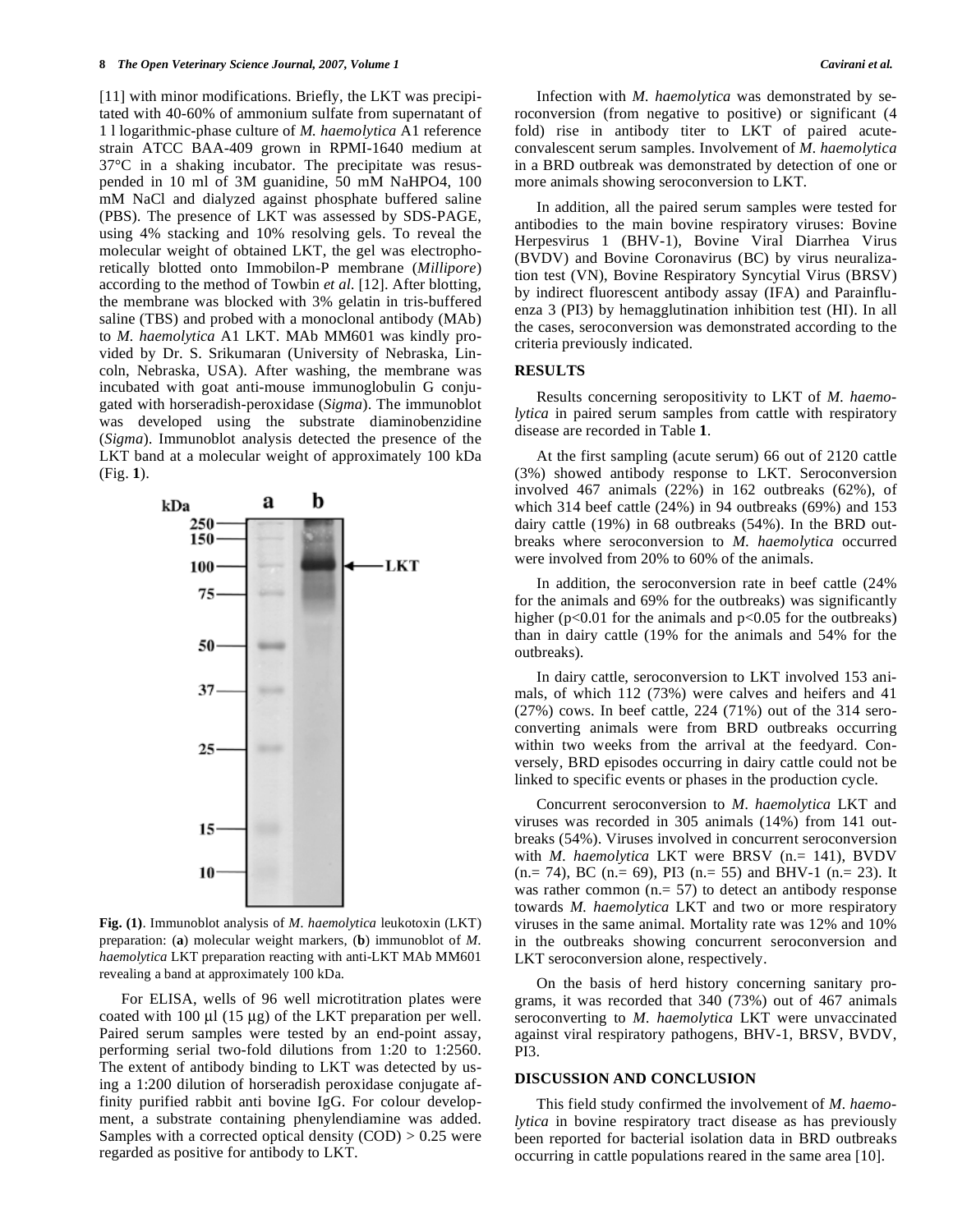[11] with minor modifications. Briefly, the LKT was precipitated with 40-60% of ammonium sulfate from supernatant of 1 l logarithmic-phase culture of *M. haemolytica* A1 reference strain ATCC BAA-409 grown in RPMI-1640 medium at 37°C in a shaking incubator. The precipitate was resuspended in 10 ml of 3M guanidine, 50 mM NaHPO4, 100 mM NaCl and dialyzed against phosphate buffered saline (PBS). The presence of LKT was assessed by SDS-PAGE, using 4% stacking and 10% resolving gels. To reveal the molecular weight of obtained LKT, the gel was electrophoretically blotted onto Immobilon-P membrane (*Millipore*) according to the method of Towbin *et al.* [12]. After blotting, the membrane was blocked with 3% gelatin in tris-buffered saline (TBS) and probed with a monoclonal antibody (MAb) to *M. haemolytica* A1 LKT. MAb MM601 was kindly provided by Dr. S. Srikumaran (University of Nebraska, Lincoln, Nebraska, USA). After washing, the membrane was incubated with goat anti-mouse immunoglobulin G conjugated with horseradish-peroxidase (*Sigma*). The immunoblot was developed using the substrate diaminobenzidine (*Sigma*). Immunoblot analysis detected the presence of the LKT band at a molecular weight of approximately 100 kDa (Fig. **1**).

**Fig. (1)**. Immunoblot analysis of *M. haemolytica* leukotoxin (LKT) preparation: (**a**) molecular weight markers, (**b**) immunoblot of *M. haemolytica* LKT preparation reacting with anti-LKT MAb MM601 revealing a band at approximately 100 kDa.

For ELISA, wells of 96 well microtitration plates were coated with 100 µl (15 µg) of the LKT preparation per well. Paired serum samples were tested by an end-point assay, performing serial two-fold dilutions from 1:20 to 1:2560. The extent of antibody binding to LKT was detected by using a 1:200 dilution of horseradish peroxidase conjugate affinity purified rabbit anti bovine IgG. For colour development, a substrate containing phenylendiamine was added. Samples with a corrected optical density (COD) > 0.25 were regarded as positive for antibody to LKT.

Infection with *M. haemolytica* was demonstrated by seroconversion (from negative to positive) or significant (4 fold) rise in antibody titer to LKT of paired acute-convalescent serum samples. Involvement of *M. haemolytica* in a BRD outbreak was demonstrated by detection of one or more animals showing seroconversion to LKT.

In addition, all the paired serum samples were tested for antibodies to the main bovine respiratory viruses: Bovine Herpesvirus 1 (BHV-1), Bovine Viral Diarrhea Virus (BVDV) and Bovine Coronavirus (BC) by virus neuralization test (VN), Bovine Respiratory Syncytial Virus (BRSV) by indirect fluorescent antibody assay (IFA) and Parainfluenza 3 (PI3) by hemagglutination inhibition test (HI). In all the cases, seroconversion was demonstrated according to the criteria previously indicated.

## RESULTS

Results concerning seropositivity to LKT of *M. haemolytica* in paired serum samples from cattle with respiratory disease are recorded in Table **1**.

At the first sampling (acute serum) 66 out of 2120 cattle (3%) showed antibody response to LKT. Seroconversion involved 467 animals (22%) in 162 outbreaks (62%), of which 314 beef cattle (24%) in 94 outbreaks (69%) and 153 dairy cattle (19%) in 68 outbreaks (54%). In the BRD outbreaks where seroconversion to *M. haemolytica* occurred were involved from 20% to 60% of the animals.

In addition, the seroconversion rate in beef cattle (24% for the animals and 69% for the outbreaks) was significantly higher ($p<0.01$ for the animals and $p<0.05$ for the outbreaks) than in dairy cattle (19% for the animals and 54% for the outbreaks).

In dairy cattle, seroconversion to LKT involved 153 animals, of which 112 (73%) were calves and heifers and 41 (27%) cows. In beef cattle, 224 (71%) out of the 314 seroconverting animals were from BRD outbreaks occurring within two weeks from the arrival at the feedyard. Conversely, BRD episodes occurring in dairy cattle could not be linked to specific events or phases in the production cycle.

Concurrent seroconversion to *M. haemolytica* LKT and viruses was recorded in 305 animals (14%) from 141 outbreaks (54%). Viruses involved in concurrent seroconversion with *M. haemolytica* LKT were BRSV (n.= 141), BVDV (n.= 74), BC (n.= 69), PI3 (n.= 55) and BHV-1 (n.= 23). It was rather common (n.= 57) to detect an antibody response towards *M. haemolytica* LKT and two or more respiratory viruses in the same animal. Mortality rate was 12% and 10% in the outbreaks showing concurrent seroconversion and LKT seroconversion alone, respectively.

On the basis of herd history concerning sanitary programs, it was recorded that 340 (73%) out of 467 animals seroconverting to *M. haemolytica* LKT were unvaccinated against viral respiratory pathogens, BHV-1, BRSV, BVDV, PI3.

## DISCUSSION AND CONCLUSION

This field study confirmed the involvement of *M. haemolytica* in bovine respiratory tract disease as has previously been reported for bacterial isolation data in BRD outbreaks occurring in cattle populations reared in the same area [10].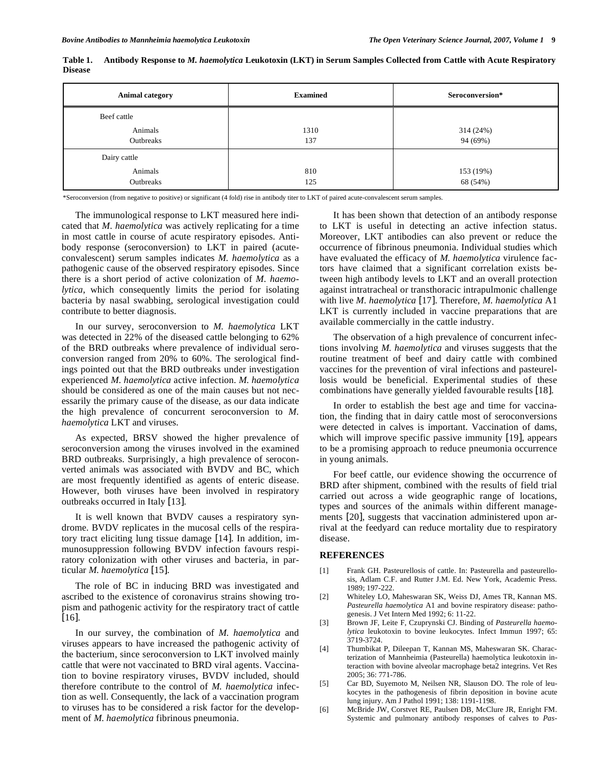**Table 1. Antibody Response to *M. haemolytica* Leukotoxin (LKT) in Serum Samples Collected from Cattle with Acute Respiratory Disease**

| Animal category | Examined | Seroconversion* |
|---|---|---|
| Beef cattle | | |
| Animals | 1310 | 314 (24%) |
| Outbreaks | 137 | 94 (69%) |
| Dairy cattle | | |
| Animals | 810 | 153 (19%) |
| Outbreaks | 125 | 68 (54%) |

*Seroconversion (from negative to positive) or significant (4 fold) rise in antibody titer to LKT of paired acute-convalescent serum samples.

The immunological response to LKT measured here indicated that *M. haemolytica* was actively replicating for a time in most cattle in course of acute respiratory episodes. Antibody response (seroconversion) to LKT in paired (acute-convalescent) serum samples indicates *M. haemolytica* as a pathogenic cause of the observed respiratory episodes. Since there is a short period of active colonization of *M. haemolytica*, which consequently limits the period for isolating bacteria by nasal swabbing, serological investigation could contribute to better diagnosis.

In our survey, seroconversion to *M. haemolytica* LKT was detected in 22% of the diseased cattle belonging to 62% of the BRD outbreaks where prevalence of individual seroconversion ranged from 20% to 60%. The serological findings pointed out that the BRD outbreaks under investigation experienced *M. haemolytica* active infection. *M. haemolytica* should be considered as one of the main causes but not necessarily the primary cause of the disease, as our data indicate the high prevalence of concurrent seroconversion to *M. haemolytica* LKT and viruses.

As expected, BRSV showed the higher prevalence of seroconversion among the viruses involved in the examined BRD outbreaks. Surprisingly, a high prevalence of seroconverted animals was associated with BVDV and BC, which are most frequently identified as agents of enteric disease. However, both viruses have been involved in respiratory outbreaks occurred in Italy [13].

It is well known that BVDV causes a respiratory syndrome. BVDV replicates in the mucosal cells of the respiratory tract eliciting lung tissue damage [14]. In addition, immunosuppression following BVDV infection favours respiratory colonization with other viruses and bacteria, in particular *M. haemolytica* [15].

The role of BC in inducing BRD was investigated and ascribed to the existence of coronavirus strains showing tropism and pathogenic activity for the respiratory tract of cattle [16].

In our survey, the combination of *M. haemolytica* and viruses appears to have increased the pathogenic activity of the bacterium, since seroconversion to LKT involved mainly cattle that were not vaccinated to BRD viral agents. Vaccination to bovine respiratory viruses, BVDV included, should therefore contribute to the control of *M. haemolytica* infection as well. Consequently, the lack of a vaccination program to viruses has to be considered a risk factor for the development of *M. haemolytica* fibrinous pneumonia.

It has been shown that detection of an antibody response to LKT is useful in detecting an active infection status. Moreover, LKT antibodies can also prevent or reduce the occurrence of fibrinous pneumonia. Individual studies which have evaluated the efficacy of *M. haemolytica* virulence factors have claimed that a significant correlation exists between high antibody levels to LKT and an overall protection against intratracheal or transthoracic intrapulmonic challenge with live *M. haemolytica* [17]. Therefore, *M. haemolytica* A1 LKT is currently included in vaccine preparations that are available commercially in the cattle industry.

The observation of a high prevalence of concurrent infections involving *M. haemolytica* and viruses suggests that the routine treatment of beef and dairy cattle with combined vaccines for the prevention of viral infections and pasteurellosis would be beneficial. Experimental studies of these combinations have generally yielded favourable results [18].

In order to establish the best age and time for vaccination, the finding that in dairy cattle most of seroconversions were detected in calves is important. Vaccination of dams, which will improve specific passive immunity [19], appears to be a promising approach to reduce pneumonia occurrence in young animals.

For beef cattle, our evidence showing the occurrence of BRD after shipment, combined with the results of field trial carried out across a wide geographic range of locations, types and sources of the animals within different managements [20], suggests that vaccination administered upon arrival at the feedyard can reduce mortality due to respiratory disease.

## REFERENCES

[1] Frank GH. Pasteurellosis of cattle. In: Pasteurella and pasteurellosis, Adlam C.F. and Rutter J.M. Ed. New York, Academic Press. 1989; 197-222.

[2] Whiteley LO, Maheswaran SK, Weiss DJ, Ames TR, Kannan MS. *Pasteurella haemolytica* A1 and bovine respiratory disease: pathogenesis. J Vet Intern Med 1992; 6: 11-22.

[3] Brown JF, Leite F, Czuprynski CJ. Binding of *Pasteurella haemolytica* leukotoxin to bovine leukocytes. Infect Immun 1997; 65: 3719-3724.

[4] Thumbikat P, Dileepan T, Kannan MS, Maheswaran SK. Characterization of Mannheimia (Pasteurella) haemolytica leukotoxin interaction with bovine alveolar macrophage beta2 integrins. Vet Res 2005; 36: 771-786.

[5] Car BD, Suyemoto M, Neilsen NR, Slauson DO. The role of leukocytes in the pathogenesis of fibrin deposition in bovine acute lung injury. Am J Pathol 1991; 138: 1191-1198.

[6] McBride JW, Corstvet RE, Paulsen DB, McClure JR, Enright FM. Systemic and pulmonary antibody responses of calves to *Pas-*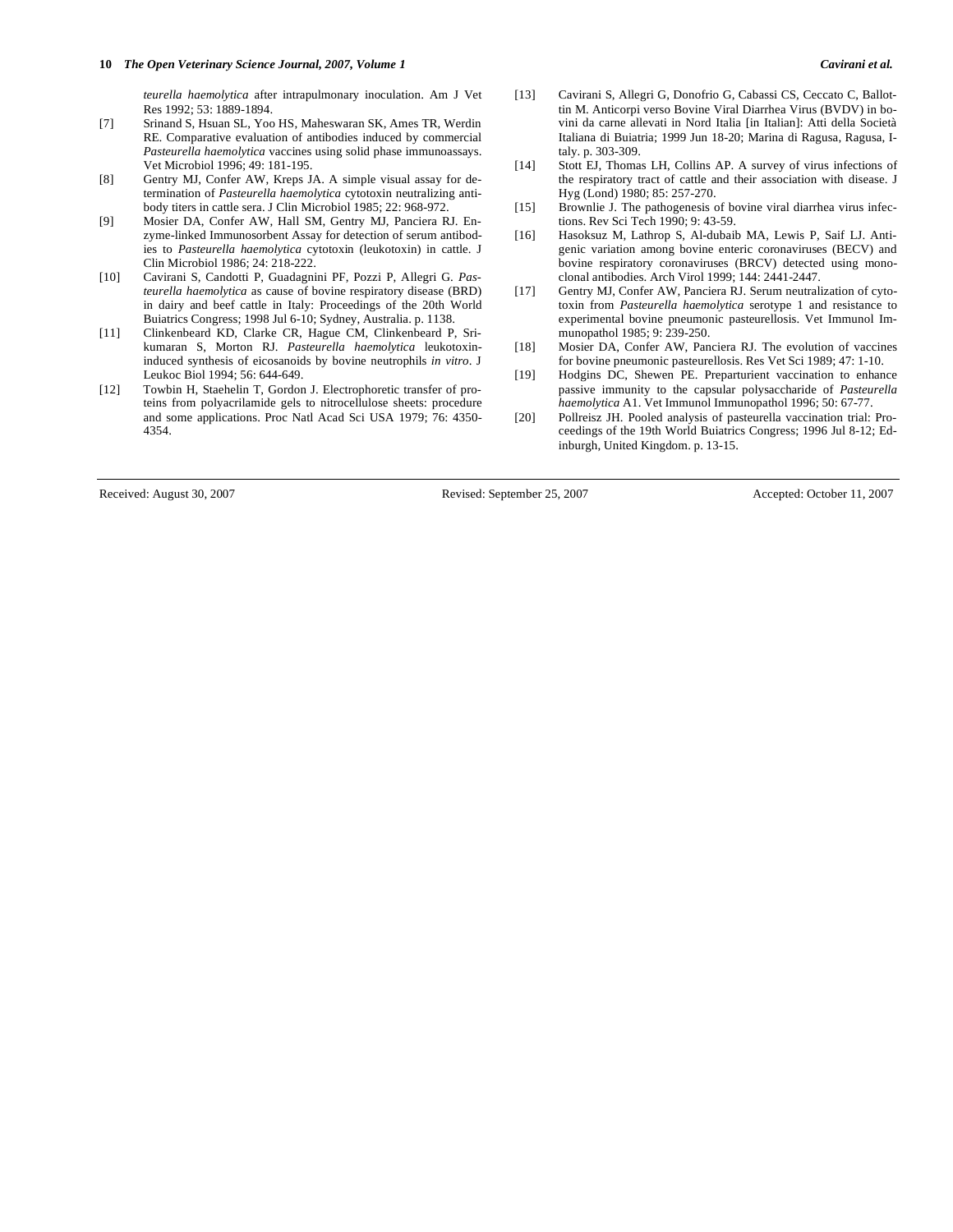*teurella haemolytica* after intrapulmonary inoculation. Am J Vet Res 1992; 53: 1889-1894.

[7] Srinand S, Hsuan SL, Yoo HS, Maheswaran SK, Ames TR, Werdin RE. Comparative evaluation of antibodies induced by commercial *Pasteurella haemolytica* vaccines using solid phase immunoassays. Vet Microbiol 1996; 49: 181-195.

[8] Gentry MJ, Confer AW, Kreps JA. A simple visual assay for determination of *Pasteurella haemolytica* cytotoxin neutralizing antibody titers in cattle sera. J Clin Microbiol 1985; 22: 968-972.

[9] Mosier DA, Confer AW, Hall SM, Gentry MJ, Panciera RJ. Enzyme-linked Immunosorbent Assay for detection of serum antibodies to *Pasteurella haemolytica* cytotoxin (leukotoxin) in cattle. J Clin Microbiol 1986; 24: 218-222.

[10] Cavirani S, Candotti P, Guadagnini PF, Pozzi P, Allegri G. *Pasteurella haemolytica* as cause of bovine respiratory disease (BRD) in dairy and beef cattle in Italy: Proceedings of the 20th World Buiatrics Congress; 1998 Jul 6-10; Sydney, Australia. p. 1138.

[11] Clinkenbeard KD, Clarke CR, Hague CM, Clinkenbeard P, Srikumaran S, Morton RJ. *Pasteurella haemolytica* leukotoxin-induced synthesis of eicosanoids by bovine neutrophils *in vitro*. J Leukoc Biol 1994; 56: 644-649.

[12] Towbin H, Staehelin T, Gordon J. Electrophoretic transfer of proteins from polyacrilamide gels to nitrocellulose sheets: procedure and some applications. Proc Natl Acad Sci USA 1979; 76: 4350-4354.

[13] Cavirani S, Allegri G, Donofrio G, Cabassi CS, Ceccato C, Ballottin M. Anticorpi verso Bovine Viral Diarrhea Virus (BVDV) in bovini da carne allevati in Nord Italia [in Italian]: Atti della Società Italiana di Buiatria; 1999 Jun 18-20; Marina di Ragusa, Ragusa, Italy. p. 303-309.

[14] Stott EJ, Thomas LH, Collins AP. A survey of virus infections of the respiratory tract of cattle and their association with disease. J Hyg (Lond) 1980; 85: 257-270.

[15] Brownlie J. The pathogenesis of bovine viral diarrhea virus infections. Rev Sci Tech 1990; 9: 43-59.

[16] Hasoksuz M, Lathrop S, Al-dubaib MA, Lewis P, Saif LJ. Antigenic variation among bovine enteric coronaviruses (BECV) and bovine respiratory coronaviruses (BRCV) detected using monoclonal antibodies. Arch Virol 1999; 144: 2441-2447.

[17] Gentry MJ, Confer AW, Panciera RJ. Serum neutralization of cytotoxin from *Pasteurella haemolytica* serotype 1 and resistance to experimental bovine pneumonic pasteurellosis. Vet Immunol Immunopathol 1985; 9: 239-250.

[18] Mosier DA, Confer AW, Panciera RJ. The evolution of vaccines for bovine pneumonic pasteurellosis. Res Vet Sci 1989; 47: 1-10.

[19] Hodgins DC, Shewen PE. Preparturient vaccination to enhance passive immunity to the capsular polysaccharide of *Pasteurella haemolytica* A1. Vet Immunol Immunopathol 1996; 50: 67-77.

[20] Pollreisz JH. Pooled analysis of pasteurella vaccination trial: Proceedings of the 19th World Buiatrics Congress; 1996 Jul 8-12; Edinburgh, United Kingdom. p. 13-15.

Received: August 30, 2007 Revised: September 25, 2007 Accepted: October 11, 2007